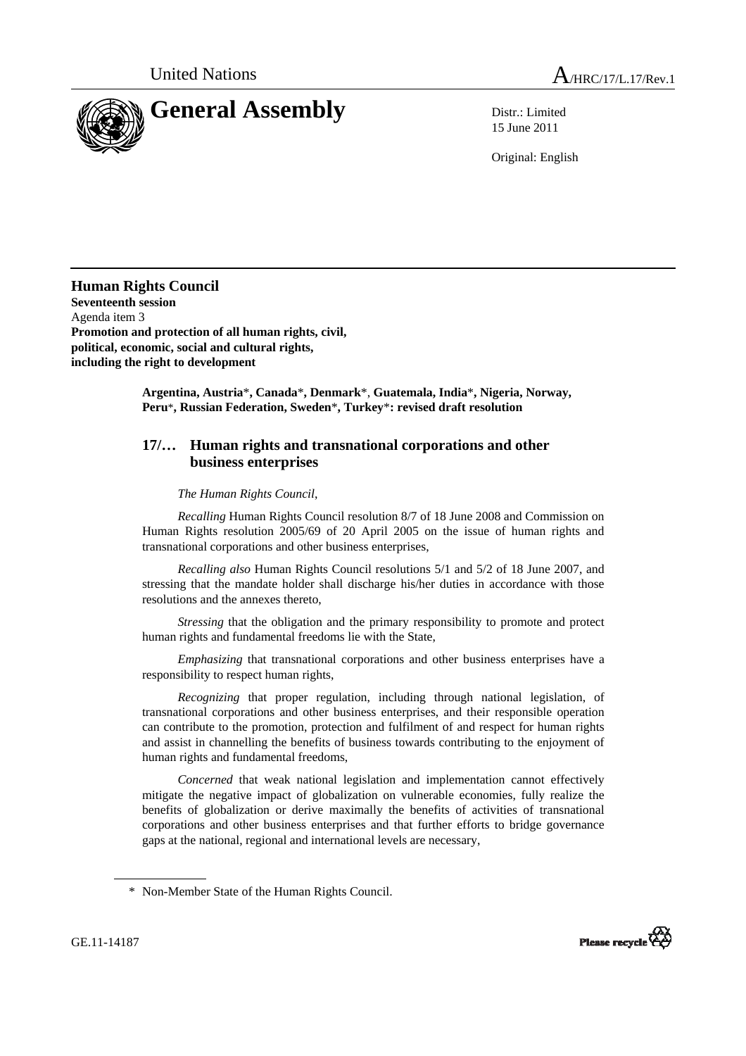United Nations A/HRC/17/L.17/Rev.1

# General Assembly

Distr.: Limited
15 June 2011

Original: English

**Human Rights Council**
**Seventeenth session**
Agenda item 3
**Promotion and protection of all human rights, civil, political, economic, social and cultural rights, including the right to development**

**Argentina, Austria*, Canada*, Denmark*, Guatemala, India*, Nigeria, Norway, Peru*, Russian Federation, Sweden*, Turkey*: revised draft resolution**

## 17/… Human rights and transnational corporations and other business enterprises

*The Human Rights Council*,

*Recalling* Human Rights Council resolution 8/7 of 18 June 2008 and Commission on Human Rights resolution 2005/69 of 20 April 2005 on the issue of human rights and transnational corporations and other business enterprises,

*Recalling also* Human Rights Council resolutions 5/1 and 5/2 of 18 June 2007, and stressing that the mandate holder shall discharge his/her duties in accordance with those resolutions and the annexes thereto,

*Stressing* that the obligation and the primary responsibility to promote and protect human rights and fundamental freedoms lie with the State,

*Emphasizing* that transnational corporations and other business enterprises have a responsibility to respect human rights,

*Recognizing* that proper regulation, including through national legislation, of transnational corporations and other business enterprises, and their responsible operation can contribute to the promotion, protection and fulfilment of and respect for human rights and assist in channelling the benefits of business towards contributing to the enjoyment of human rights and fundamental freedoms,

*Concerned* that weak national legislation and implementation cannot effectively mitigate the negative impact of globalization on vulnerable economies, fully realize the benefits of globalization or derive maximally the benefits of activities of transnational corporations and other business enterprises and that further efforts to bridge governance gaps at the national, regional and international levels are necessary,

\* Non-Member State of the Human Rights Council.

GE.11-14187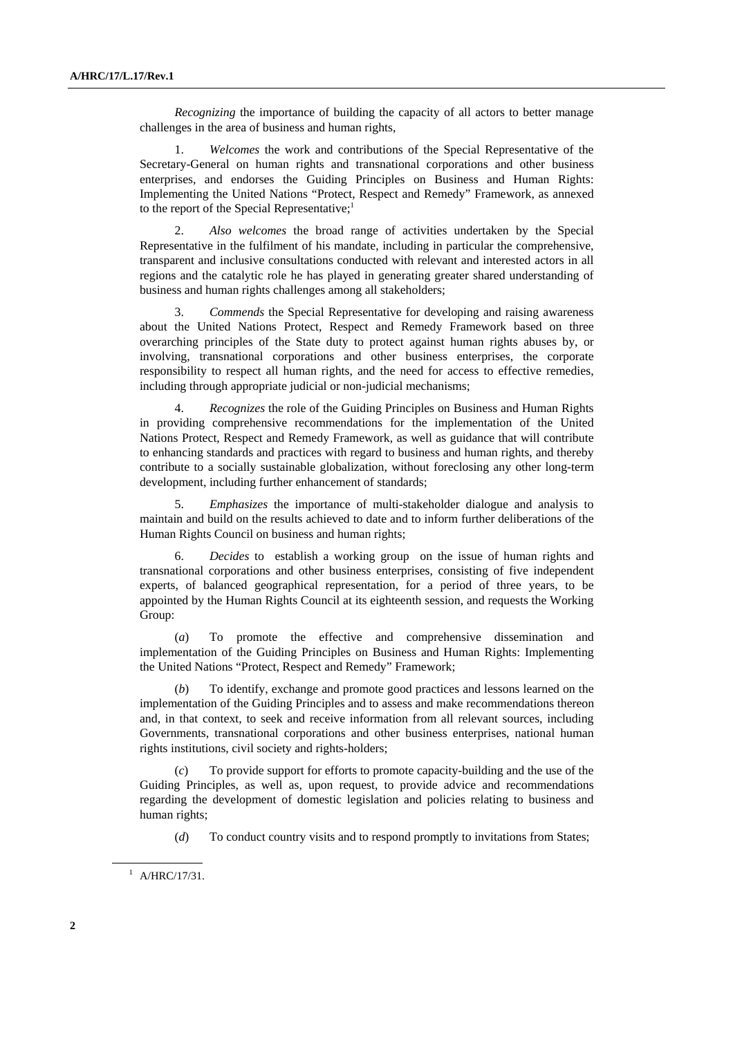*Recognizing* the importance of building the capacity of all actors to better manage challenges in the area of business and human rights,

1. *Welcomes* the work and contributions of the Special Representative of the Secretary-General on human rights and transnational corporations and other business enterprises, and endorses the Guiding Principles on Business and Human Rights: Implementing the United Nations "Protect, Respect and Remedy" Framework, as annexed to the report of the Special Representative;[1]

2. *Also welcomes* the broad range of activities undertaken by the Special Representative in the fulfilment of his mandate, including in particular the comprehensive, transparent and inclusive consultations conducted with relevant and interested actors in all regions and the catalytic role he has played in generating greater shared understanding of business and human rights challenges among all stakeholders;

3. *Commends* the Special Representative for developing and raising awareness about the United Nations Protect, Respect and Remedy Framework based on three overarching principles of the State duty to protect against human rights abuses by, or involving, transnational corporations and other business enterprises, the corporate responsibility to respect all human rights, and the need for access to effective remedies, including through appropriate judicial or non-judicial mechanisms;

4. *Recognizes* the role of the Guiding Principles on Business and Human Rights in providing comprehensive recommendations for the implementation of the United Nations Protect, Respect and Remedy Framework, as well as guidance that will contribute to enhancing standards and practices with regard to business and human rights, and thereby contribute to a socially sustainable globalization, without foreclosing any other long-term development, including further enhancement of standards;

5. *Emphasizes* the importance of multi-stakeholder dialogue and analysis to maintain and build on the results achieved to date and to inform further deliberations of the Human Rights Council on business and human rights;

6. *Decides* to establish a working group on the issue of human rights and transnational corporations and other business enterprises, consisting of five independent experts, of balanced geographical representation, for a period of three years, to be appointed by the Human Rights Council at its eighteenth session, and requests the Working Group:

(*a*) To promote the effective and comprehensive dissemination and implementation of the Guiding Principles on Business and Human Rights: Implementing the United Nations "Protect, Respect and Remedy" Framework;

(*b*) To identify, exchange and promote good practices and lessons learned on the implementation of the Guiding Principles and to assess and make recommendations thereon and, in that context, to seek and receive information from all relevant sources, including Governments, transnational corporations and other business enterprises, national human rights institutions, civil society and rights-holders;

(*c*) To provide support for efforts to promote capacity-building and the use of the Guiding Principles, as well as, upon request, to provide advice and recommendations regarding the development of domestic legislation and policies relating to business and human rights;

(*d*) To conduct country visits and to respond promptly to invitations from States;

[1] A/HRC/17/31.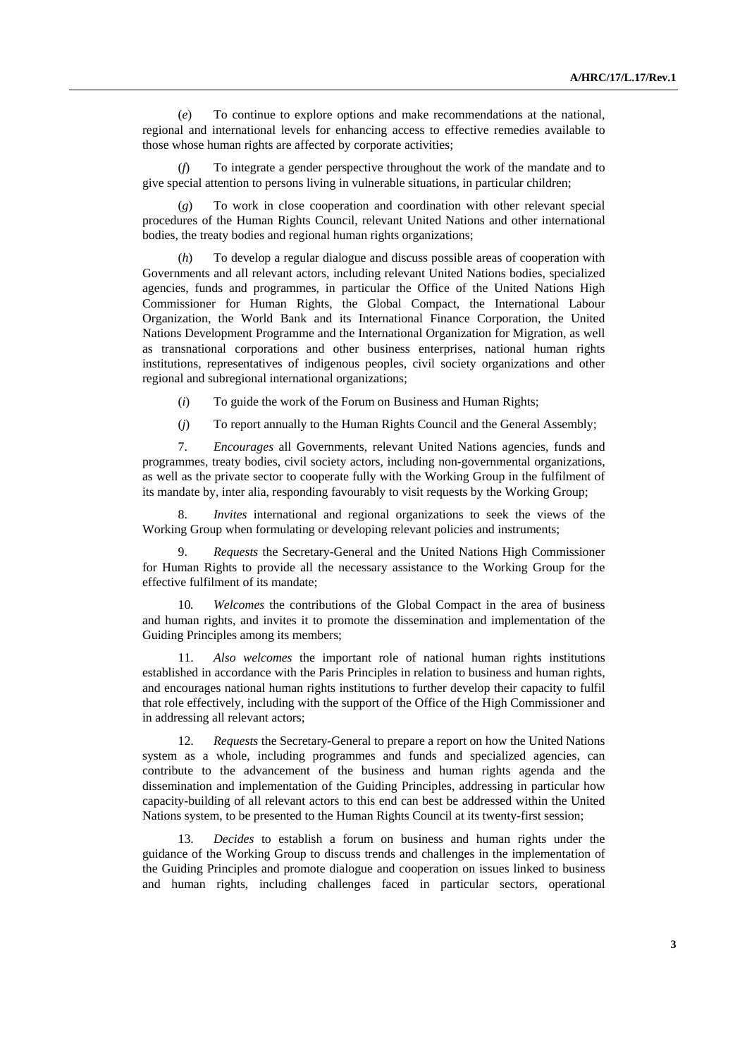(*e*) To continue to explore options and make recommendations at the national, regional and international levels for enhancing access to effective remedies available to those whose human rights are affected by corporate activities;

(*f*) To integrate a gender perspective throughout the work of the mandate and to give special attention to persons living in vulnerable situations, in particular children;

(*g*) To work in close cooperation and coordination with other relevant special procedures of the Human Rights Council, relevant United Nations and other international bodies, the treaty bodies and regional human rights organizations;

(*h*) To develop a regular dialogue and discuss possible areas of cooperation with Governments and all relevant actors, including relevant United Nations bodies, specialized agencies, funds and programmes, in particular the Office of the United Nations High Commissioner for Human Rights, the Global Compact, the International Labour Organization, the World Bank and its International Finance Corporation, the United Nations Development Programme and the International Organization for Migration, as well as transnational corporations and other business enterprises, national human rights institutions, representatives of indigenous peoples, civil society organizations and other regional and subregional international organizations;

(*i*) To guide the work of the Forum on Business and Human Rights;

(*j*) To report annually to the Human Rights Council and the General Assembly;

7. *Encourages* all Governments, relevant United Nations agencies, funds and programmes, treaty bodies, civil society actors, including non-governmental organizations, as well as the private sector to cooperate fully with the Working Group in the fulfilment of its mandate by, inter alia, responding favourably to visit requests by the Working Group;

8. *Invites* international and regional organizations to seek the views of the Working Group when formulating or developing relevant policies and instruments;

9. *Requests* the Secretary-General and the United Nations High Commissioner for Human Rights to provide all the necessary assistance to the Working Group for the effective fulfilment of its mandate;

10. *Welcomes* the contributions of the Global Compact in the area of business and human rights, and invites it to promote the dissemination and implementation of the Guiding Principles among its members;

11. *Also welcomes* the important role of national human rights institutions established in accordance with the Paris Principles in relation to business and human rights, and encourages national human rights institutions to further develop their capacity to fulfil that role effectively, including with the support of the Office of the High Commissioner and in addressing all relevant actors;

12. *Requests* the Secretary-General to prepare a report on how the United Nations system as a whole, including programmes and funds and specialized agencies, can contribute to the advancement of the business and human rights agenda and the dissemination and implementation of the Guiding Principles, addressing in particular how capacity-building of all relevant actors to this end can best be addressed within the United Nations system, to be presented to the Human Rights Council at its twenty-first session;

13. *Decides* to establish a forum on business and human rights under the guidance of the Working Group to discuss trends and challenges in the implementation of the Guiding Principles and promote dialogue and cooperation on issues linked to business and human rights, including challenges faced in particular sectors, operational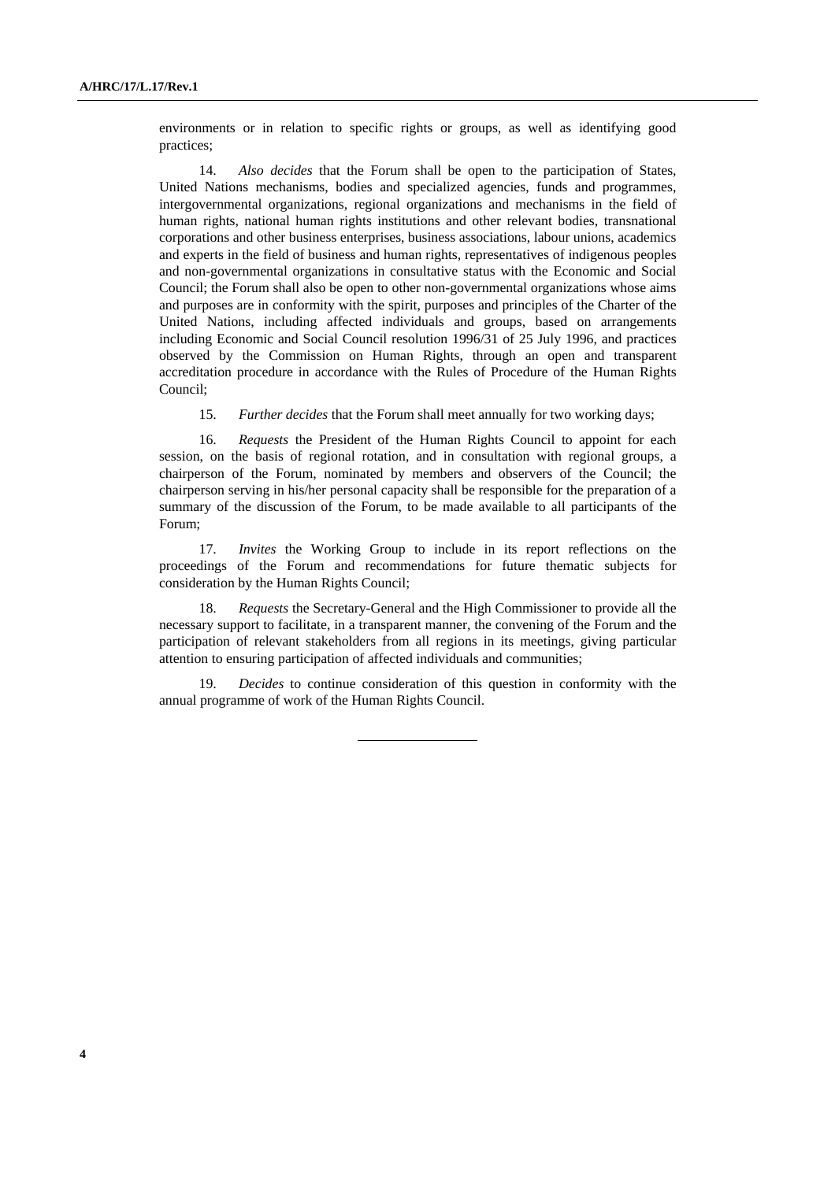environments or in relation to specific rights or groups, as well as identifying good practices;

14. *Also decides* that the Forum shall be open to the participation of States, United Nations mechanisms, bodies and specialized agencies, funds and programmes, intergovernmental organizations, regional organizations and mechanisms in the field of human rights, national human rights institutions and other relevant bodies, transnational corporations and other business enterprises, business associations, labour unions, academics and experts in the field of business and human rights, representatives of indigenous peoples and non-governmental organizations in consultative status with the Economic and Social Council; the Forum shall also be open to other non-governmental organizations whose aims and purposes are in conformity with the spirit, purposes and principles of the Charter of the United Nations, including affected individuals and groups, based on arrangements including Economic and Social Council resolution 1996/31 of 25 July 1996, and practices observed by the Commission on Human Rights, through an open and transparent accreditation procedure in accordance with the Rules of Procedure of the Human Rights Council;

15. *Further decides* that the Forum shall meet annually for two working days;

16. *Requests* the President of the Human Rights Council to appoint for each session, on the basis of regional rotation, and in consultation with regional groups, a chairperson of the Forum, nominated by members and observers of the Council; the chairperson serving in his/her personal capacity shall be responsible for the preparation of a summary of the discussion of the Forum, to be made available to all participants of the Forum;

17. *Invites* the Working Group to include in its report reflections on the proceedings of the Forum and recommendations for future thematic subjects for consideration by the Human Rights Council;

18. *Requests* the Secretary-General and the High Commissioner to provide all the necessary support to facilitate, in a transparent manner, the convening of the Forum and the participation of relevant stakeholders from all regions in its meetings, giving particular attention to ensuring participation of affected individuals and communities;

19. *Decides* to continue consideration of this question in conformity with the annual programme of work of the Human Rights Council.